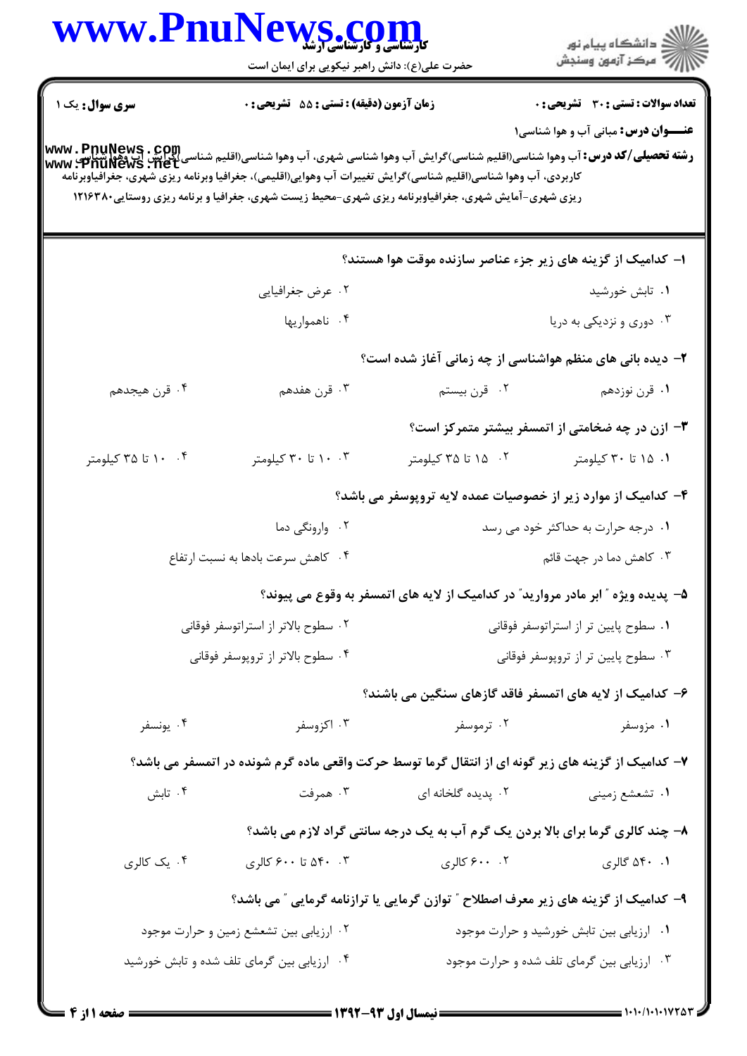**سری سوال:** یک ۱ | **زمان آزمون (دقیقه) : تستی : ۵۵ تشریحی : ۰** | **تعداد سوالات : تستی : ۳۰ تشریحی : ۰**

**عنـــوان درس:** مبانی آب و هوا شناسی۱

**رشته تحصیلی/کد درس:** آب وهوا شناسی(اقلیم شناسی)گرایش آب وهوا شناسی شهری، آب وهوا شناسی(اقلیم شناسی)گرایش آب وهواشناسی کاربردی، آب وهوا شناسی(اقلیم شناسی)گرایش تغییرات آب وهوایی(اقلیمی)، جغرافیا وبرنامه ریزی شهری، جغرافیاوبرنامه ریزی شهری-آمایش شهری، جغرافیاوبرنامه ریزی شهری-محیط زیست شهری، جغرافیا و برنامه ریزی روستایی۱۲۱۶۳۸۰

۱- کدامیک از گزینه های زیر جزء عناصر سازنده موقت هوا هستند؟

۱. تابش خورشید
۲. عرض جغرافیایی
۳. دوری و نزدیکی به دریا
۴. ناهمواریها

۲- دیده بانی های منظم هواشناسی از چه زمانی آغاز شده است؟

۱. قرن نوزدهم
۲. قرن بیستم
۳. قرن هفدهم
۴. قرن هیجدهم

۳- ازن در چه ضخامتی از اتمسفر بیشتر متمرکز است؟

۱. ۱۵ تا ۳۰ کیلومتر
۲. ۱۵ تا ۳۵ کیلومتر
۳. ۱۰ تا ۳۰ کیلومتر
۴. ۱۰ تا ۳۵ کیلومتر

۴- کدامیک از موارد زیر از خصوصیات عمده لایه تروپوسفر می باشد؟

۱. درجه حرارت به حداکثر خود می رسد
۲. وارونگی دما
۳. کاهش دما در جهت قائم
۴. کاهش سرعت بادها به نسبت ارتفاع

۵- پدیده ویژه " ابر مادر مروارید" در کدامیک از لایه های اتمسفر به وقوع می پیوند؟

۱. سطوح پایین تر از استراتوسفر فوقانی
۲. سطوح بالاتر از استراتوسفر فوقانی
۳. سطوح پایین تر از تروپوسفر فوقانی
۴. سطوح بالاتر از تروپوسفر فوقانی

۶- کدامیک از لایه های اتمسفر فاقد گازهای سنگین می باشند؟

۱. مزوسفر
۲. ترموسفر
۳. اکزوسفر
۴. یونسفر

۷- کدامیک از گزینه های زیر گونه ای از انتقال گرما توسط حرکت واقعی ماده گرم شونده در اتمسفر می باشد؟

۱. تشعشع زمینی
۲. پدیده گلخانه ای
۳. همرفت
۴. تابش

۸- چند کالری گرما برای بالا بردن یک گرم آب به یک درجه سانتی گراد لازم می باشد؟

۱. ۵۴۰ کالری
۲. ۶۰۰ کالری
۳. ۵۴۰ تا ۶۰۰ کالری
۴. یک کالری

۹- کدامیک از گزینه های زیر معرف اصطلاح " توازن گرمایی یا ترازنامه گرمایی " می باشد؟

۱. ارزیابی بین تابش خورشید و حرارت موجود
۲. ارزیابی بین تشعشع زمین و حرارت موجود
۳. ارزیابی بین گرمای تلف شده و حرارت موجود
۴. ارزیابی بین گرمای تلف شده و تابش خورشید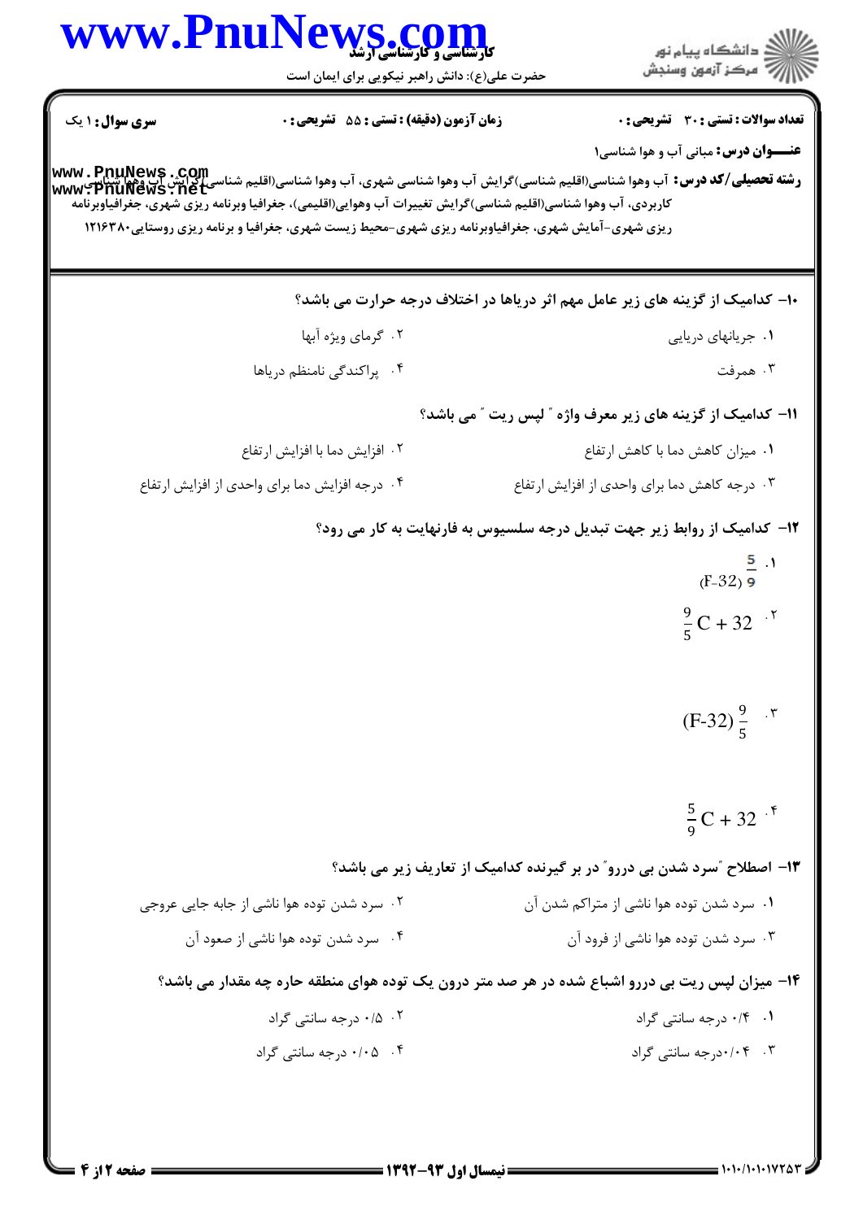**تعداد سوالات : تستی : ۳۰ تشریحی : ۰** | **زمان آزمون (دقیقه) : تستی : ۵۵ تشریحی : ۰** | **سری سوال : ۱ یک**

**عنـــوان درس:** مبانی آب و هوا شناسی۱

**رشته تحصیلی/کد درس:** آب وهوا شناسی(اقلیم شناسی)گرایش آب وهوا شناسی شهری، آب وهوا شناسی(اقلیم شناسی)گرایش آب وهوا شناسی کاربردی، آب وهوا شناسی(اقلیم شناسی)گرایش تغییرات آب وهوایی(اقلیمی)، جغرافیا وبرنامه ریزی شهری، جغرافیاوبرنامه ریزی شهری-آمایش شهری، جغرافیاوبرنامه ریزی شهری-محیط زیست شهری، جغرافیا و برنامه ریزی روستایی۱۲۱۶۳۸۰

---

**۱۰- کدامیک از گزینه های زیر عامل مهم اثر دریاها در اختلاف درجه حرارت می باشد؟**

۱. جریانهای دریایی

۲. گرمای ویژه آبها

۳. همرفت

۴. پراکندگی نامنظم دریاها

**۱۱- کدامیک از گزینه های زیر معرف واژه "لپس ریت" می باشد؟**

۱. میزان کاهش دما با کاهش ارتفاع

۲. افزایش دما با افزایش ارتفاع

۳. درجه کاهش دما برای واحدی از افزایش ارتفاع

۴. درجه افزایش دما برای واحدی از افزایش ارتفاع

**۱۲- کدامیک از روابط زیر جهت تبدیل درجه سلسیوس به فارنهایت به کار می رود؟**

۱. $(F-32)\frac{5}{9}$

۲. $\frac{9}{5}C + 32$

۳. $(F-32)\frac{9}{5}$

۴. $\frac{5}{9}C + 32$

**۱۳- اصطلاح "سرد شدن بی دررو" در بر گیرنده کدامیک از تعاریف زیر می باشد؟**

۱. سرد شدن توده هوا ناشی از متراکم شدن آن

۲. سرد شدن توده هوا ناشی از جابه جایی عروجی

۳. سرد شدن توده هوا ناشی از فرود آن

۴. سرد شدن توده هوا ناشی از صعود آن

**۱۴- میزان لپس ریت بی دررو اشباع شده در هر صد متر درون یک توده هوای منطقه حاره چه مقدار می باشد؟**

۱. ۰/۴ درجه سانتی گراد

۲. ۰/۵ درجه سانتی گراد

۳. ۰/۰۴درجه سانتی گراد

۴. ۰/۰۵ درجه سانتی گراد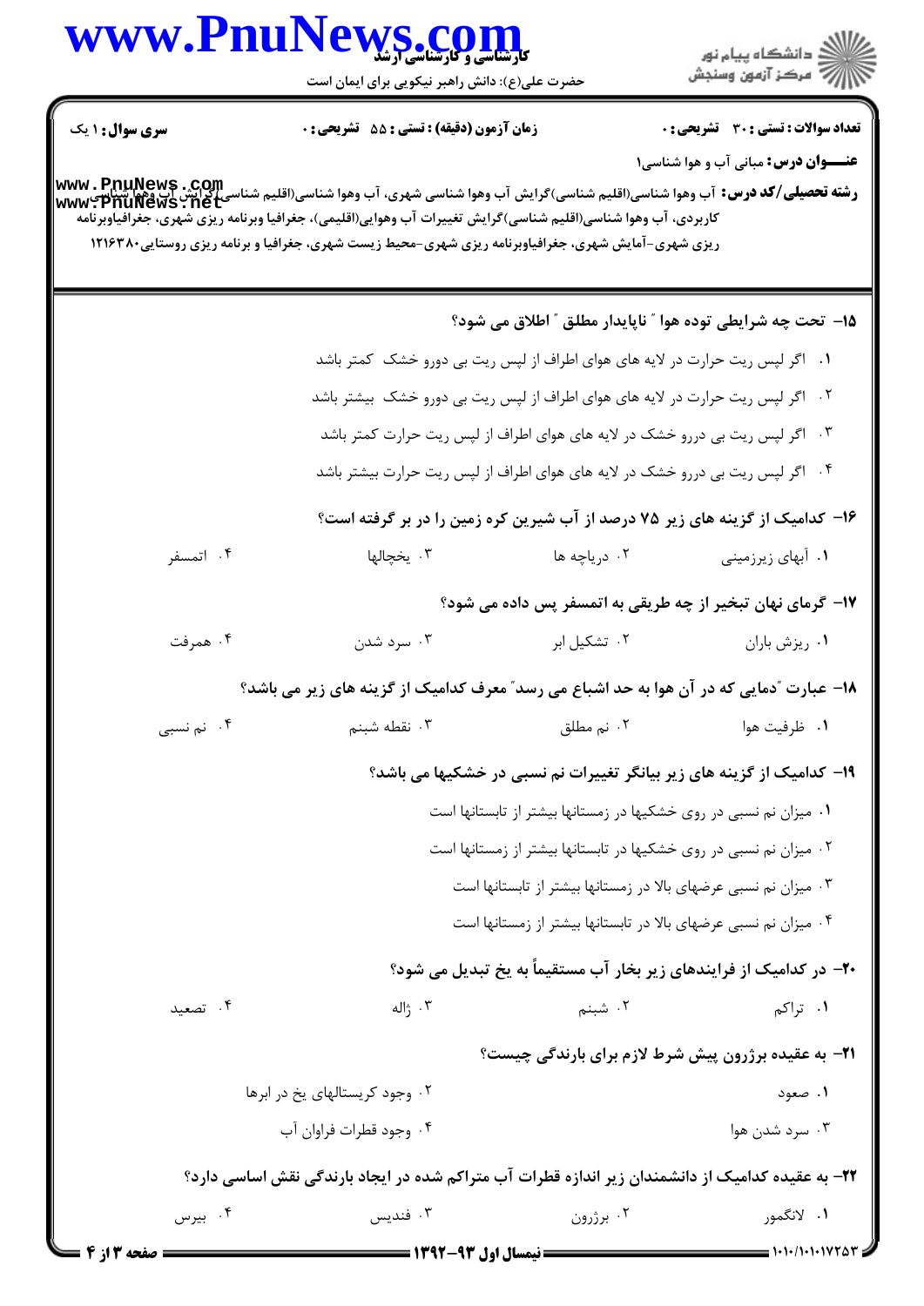**سری سوال:** ۱ یک

**زمان آزمون (دقیقه) : تستی : ۵۵ تشریحی : ۰**

**تعداد سوالات : تستی : ۳۰ تشریحی : ۰**

**عنـــوان درس:** مبانی آب و هوا شناسی۱

**رشته تحصیلی/کد درس:** آب وهوا شناسی(اقلیم شناسی)گرایش آب وهوا شناسی شهری، آب وهوا شناسی(اقلیم شناسی)گرایش آب وهوا شناسی کاربردی، آب وهوا شناسی(اقلیم شناسی)گرایش تغییرات آب وهوایی(اقلیمی)، جغرافیا وبرنامه ریزی شهری، جغرافیاوبرنامه ریزی شهری-آمایش شهری، جغرافیاوبرنامه ریزی شهری-محیط زیست شهری، جغرافیا و برنامه ریزی روستایی۱۲۱۶۳۸۰

**۱۵- تحت چه شرایطی توده هوا " ناپایدار مطلق " اطلاق می شود؟**

۱. اگر لپس ریت حرارت در لایه های هوای اطراف از لپس ریت بی دورو خشک کمتر باشد

۲. اگر لپس ریت حرارت در لایه های هوای اطراف از لپس ریت بی دورو خشک بیشتر باشد

۳. اگر لپس ریت بی دررو خشک در لایه های هوای اطراف از لپس ریت حرارت کمتر باشد

۴. اگر لپس ریت بی دررو خشک در لایه های هوای اطراف از لپس ریت حرارت بیشتر باشد

**۱۶- کدامیک از گزینه های زیر ۷۵ درصد از آب شیرین کره زمین را در بر گرفته است؟**

۱. آبهای زیرزمینی
۲. دریاچه ها
۳. یخچالها
۴. اتمسفر

**۱۷- گرمای نهان تبخیر از چه طریقی به اتمسفر پس داده می شود؟**

۱. ریزش باران
۲. تشکیل ابر
۳. سرد شدن
۴. همرفت

**۱۸- عبارت "دمایی که در آن هوا به حد اشباع می رسد" معرف کدامیک از گزینه های زیر می باشد؟**

۱. ظرفیت هوا
۲. نم مطلق
۳. نقطه شبنم
۴. نم نسبی

**۱۹- کدامیک از گزینه های زیر بیانگر تغییرات نم نسبی در خشکیها می باشد؟**

۱. میزان نم نسبی در روی خشکیها در زمستانها بیشتر از تابستانها است

۲. میزان نم نسبی در روی خشکیها در تابستانها بیشتر از زمستانها است

۳. میزان نم نسبی عرضهای بالا در زمستانها بیشتر از تابستانها است

۴. میزان نم نسبی عرضهای بالا در تابستانها بیشتر از زمستانها است

**۲۰- در کدامیک از فرایندهای زیر بخار آب مستقیماً به یخ تبدیل می شود؟**

۱. تراکم
۲. شبنم
۳. ژاله
۴. تصعید

**۲۱- به عقیده برژرون پیش شرط لازم برای بارندگی چیست؟**

۱. صعود
۲. وجود کریستالهای یخ در ابرها
۳. سرد شدن هوا
۴. وجود قطرات فراوان آب

**۲۲- به عقیده کدامیک از دانشمندان زیر اندازه قطرات آب متراکم شده در ایجاد بارندگی نقش اساسی دارد؟**

۱. لانگمور
۲. برژرون
۳. فندیس
۴. بیرس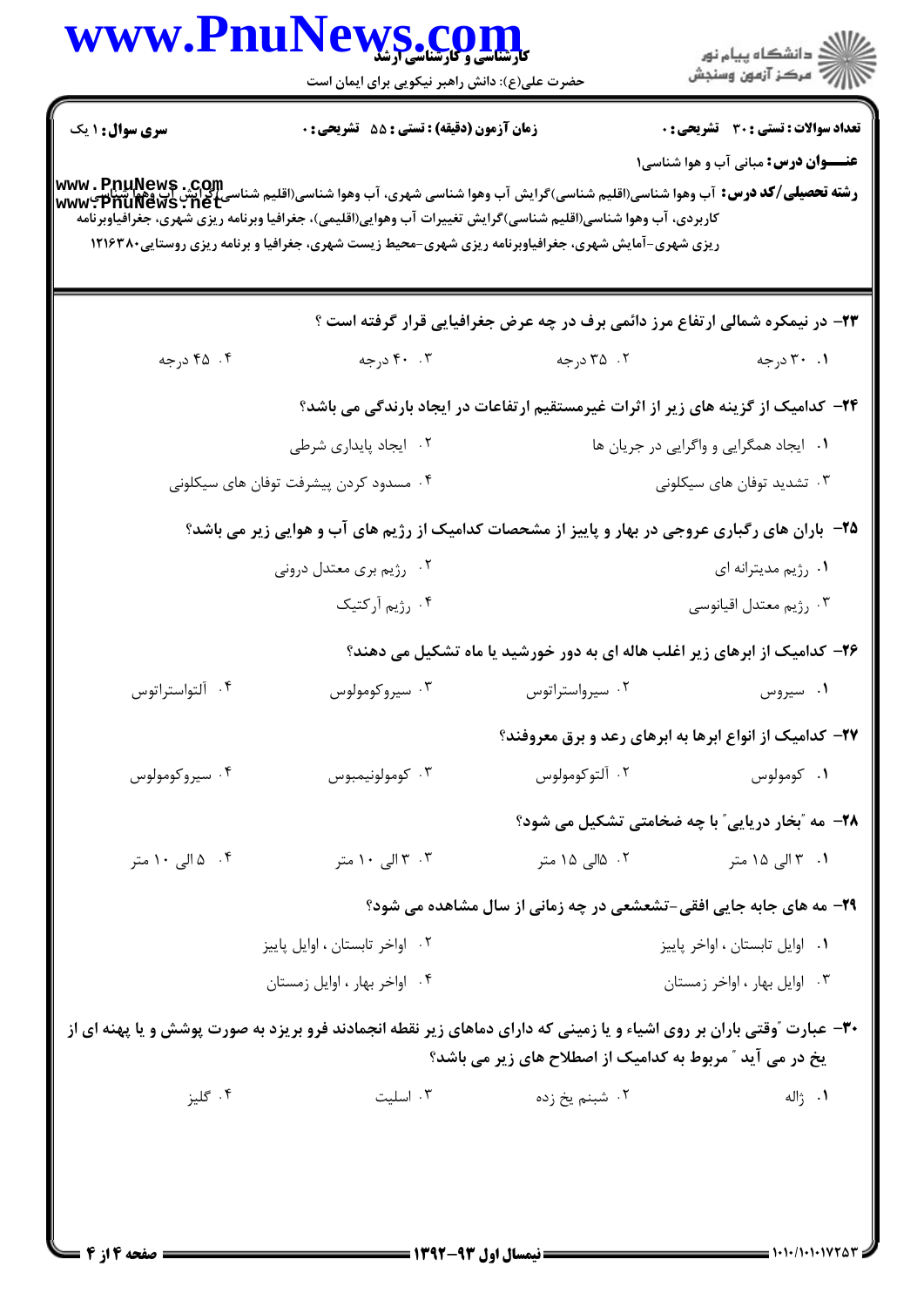۲۳- در نیمکره شمالی ارتفاع مرز دائمی برف در چه عرض جغرافیایی قرار گرفته است ؟

۱. ۳۰ درجه
۲. ۳۵ درجه
۳. ۴۰ درجه
۴. ۴۵ درجه

۲۴- کدامیک از گزینه های زیر از اثرات غیرمستقیم ارتفاعات در ایجاد بارندگی می باشد؟

۱. ایجاد همگرایی و واگرایی در جریان ها
۲. ایجاد پایداری شرطی
۳. تشدید توفان های سیکلونی
۴. مسدود کردن پیشرفت توفان های سیکلونی

۲۵- باران های رگباری عروجی در بهار و پاییز از مشخصات کدامیک از رژیم های آب و هوایی زیر می باشد؟

۱. رژیم مدیترانه ای
۲. رژیم بری معتدل درونی
۳. رژیم معتدل اقیانوسی
۴. رژیم آرکتیک

۲۶- کدامیک از ابرهای زیر اغلب هاله ای به دور خورشید یا ماه تشکیل می دهند؟

۱. سیروس
۲. سیرواستراتوس
۳. سیروکومولوس
۴. آلتواستراتوس

۲۷- کدامیک از انواع ابرها به ابرهای رعد و برق معروفند؟

۱. کومولوس
۲. آلتوکومولوس
۳. کومولونیمبوس
۴. سیروکومولوس

۲۸- مه "بخار دریایی" با چه ضخامتی تشکیل می شود؟

۱. ۳ الی ۱۵ متر
۲. ۵الی ۱۵ متر
۳. ۳ الی ۱۰ متر
۴. ۵ الی ۱۰ متر

۲۹- مه های جابه جایی افقی-تشعشعی در چه زمانی از سال مشاهده می شود؟

۱. اوایل تابستان ، اواخر پاییز
۲. اواخر تابستان ، اوایل پاییز
۳. اوایل بهار ، اواخر زمستان
۴. اواخر بهار ، اوایل زمستان

۳۰- عبارت "وقتی باران بر روی اشیاء و یا زمینی که دارای دماهای زیر نقطه انجمادند فرو بریزد به صورت پوشش و یا پهنه ای از یخ در می آید " مربوط به کدامیک از اصطلاح های زیر می باشد؟

۱. ژاله
۲. شبنم یخ زده
۳. اسلیت
۴. گلیز